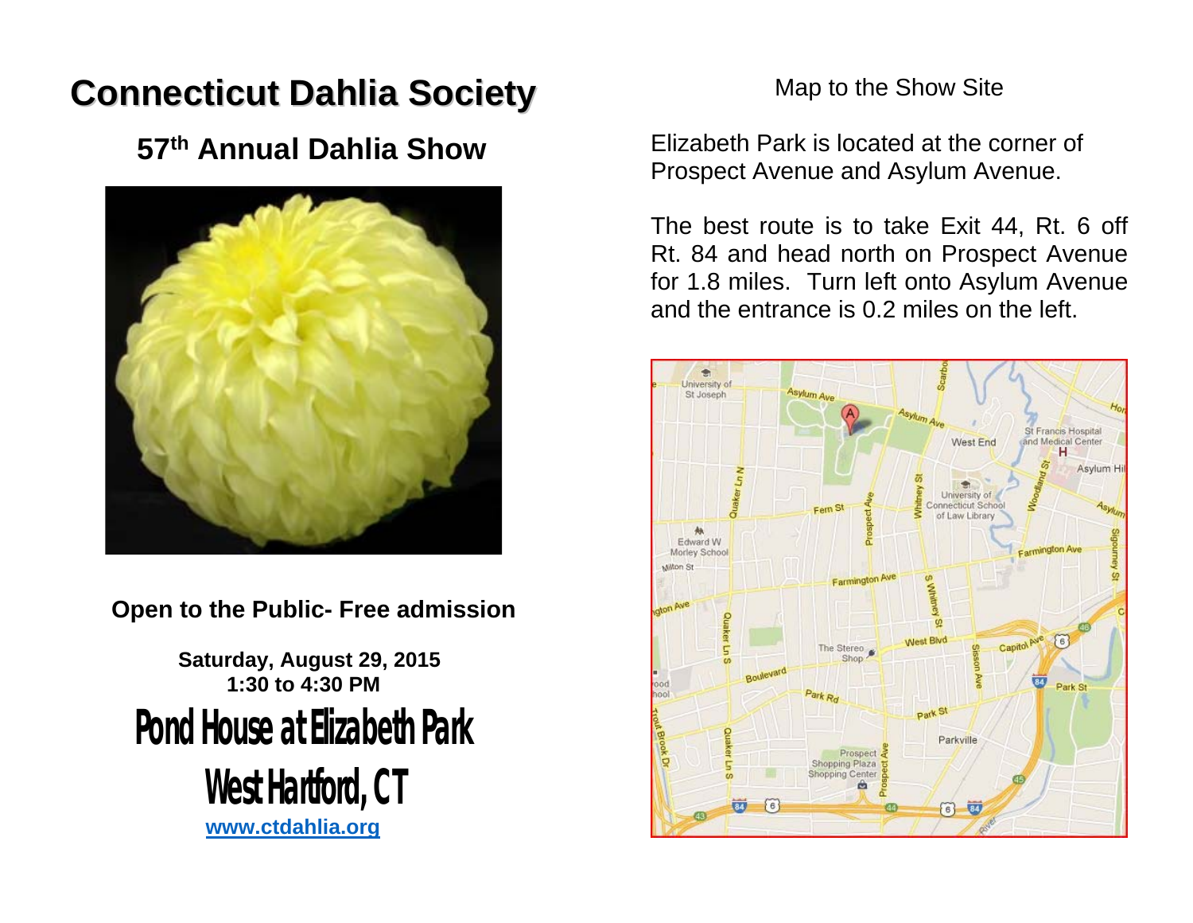# Connecticut Dahlia Society

## 57th Annual Dahlia Show

**Open to the Public- Free admission**

**Saturday, August 29, 2015**
**1:30 to 4:30 PM**

## Pond House at Elizabeth Park

## West Hartford, CT

[www.ctdahlia.org](http://www.ctdahlia.org)

Map to the Show Site

Elizabeth Park is located at the corner of Prospect Avenue and Asylum Avenue.

The best route is to take Exit 44, Rt. 6 off Rt. 84 and head north on Prospect Avenue for 1.8 miles. Turn left onto Asylum Avenue and the entrance is 0.2 miles on the left.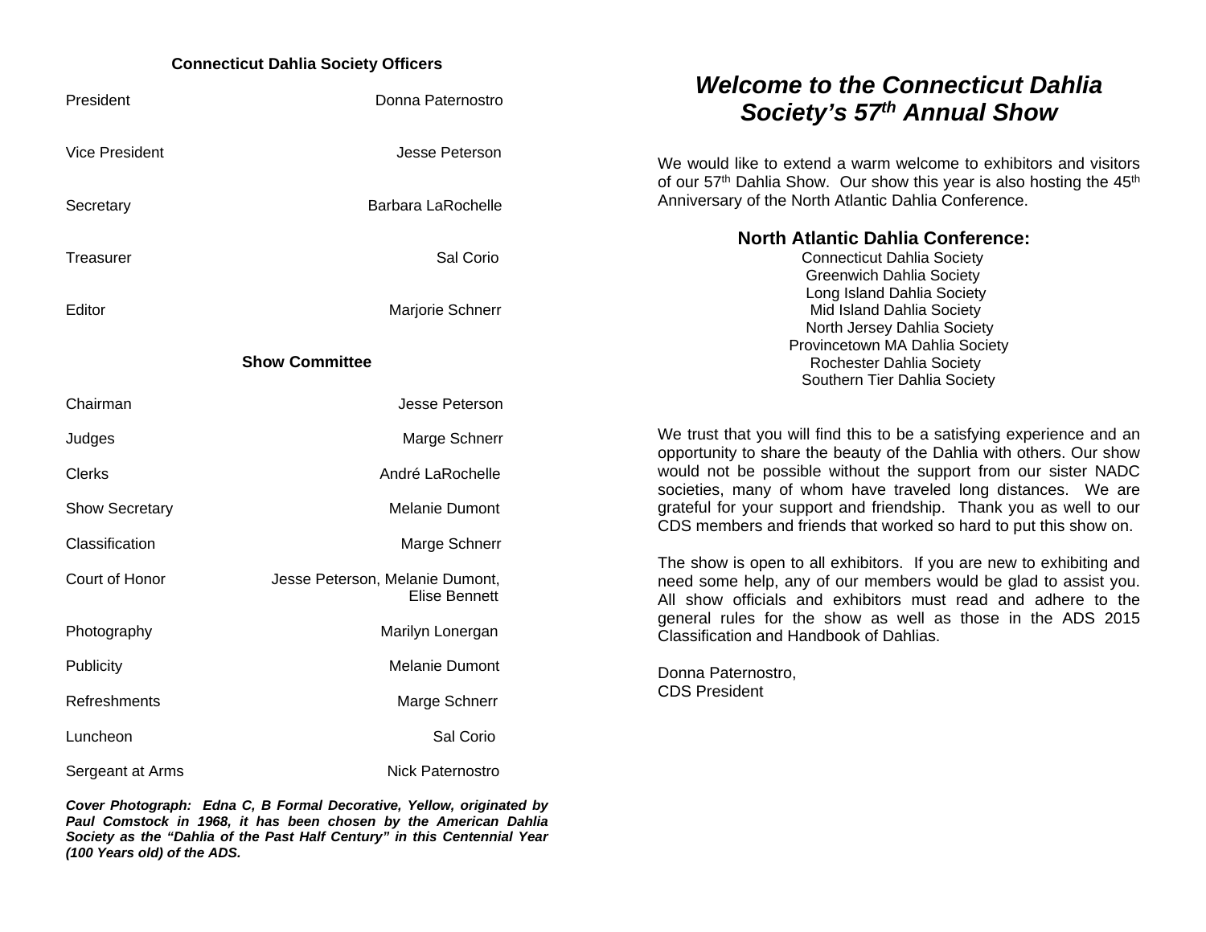## Connecticut Dahlia Society Officers

| | |
|---|---|
| President | Donna Paternostro |
| Vice President | Jesse Peterson |
| Secretary | Barbara LaRochelle |
| Treasurer | Sal Corio |
| Editor | Marjorie Schnerr |

## Show Committee

| | |
|---|---|
| Chairman | Jesse Peterson |
| Judges | Marge Schnerr |
| Clerks | André LaRochelle |
| Show Secretary | Melanie Dumont |
| Classification | Marge Schnerr |
| Court of Honor | Jesse Peterson, Melanie Dumont, Elise Bennett |
| Photography | Marilyn Lonergan |
| Publicity | Melanie Dumont |
| Refreshments | Marge Schnerr |
| Luncheon | Sal Corio |
| Sergeant at Arms | Nick Paternostro |

***Cover Photograph: Edna C, B Formal Decorative, Yellow, originated by Paul Comstock in 1968, it has been chosen by the American Dahlia Society as the "Dahlia of the Past Half Century" in this Centennial Year (100 Years old) of the ADS.***

# *Welcome to the Connecticut Dahlia Society's 57th Annual Show*

We would like to extend a warm welcome to exhibitors and visitors of our 57th Dahlia Show. Our show this year is also hosting the 45th Anniversary of the North Atlantic Dahlia Conference.

### North Atlantic Dahlia Conference:

Connecticut Dahlia Society
Greenwich Dahlia Society
Long Island Dahlia Society
Mid Island Dahlia Society
North Jersey Dahlia Society
Provincetown MA Dahlia Society
Rochester Dahlia Society
Southern Tier Dahlia Society

We trust that you will find this to be a satisfying experience and an opportunity to share the beauty of the Dahlia with others. Our show would not be possible without the support from our sister NADC societies, many of whom have traveled long distances. We are grateful for your support and friendship. Thank you as well to our CDS members and friends that worked so hard to put this show on.

The show is open to all exhibitors. If you are new to exhibiting and need some help, any of our members would be glad to assist you. All show officials and exhibitors must read and adhere to the general rules for the show as well as those in the ADS 2015 Classification and Handbook of Dahlias.

Donna Paternostro,
CDS President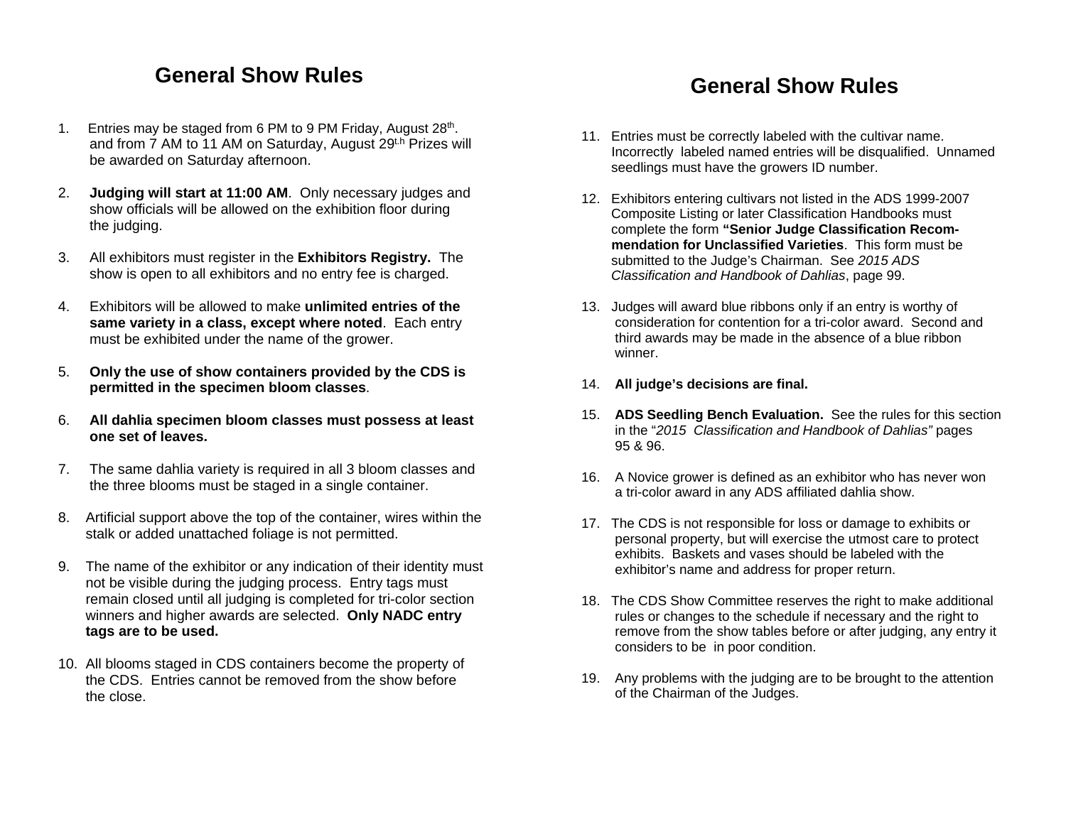# General Show Rules

1. Entries may be staged from 6 PM to 9 PM Friday, August 28th. and from 7 AM to 11 AM on Saturday, August 29t.h Prizes will be awarded on Saturday afternoon.

2. **Judging will start at 11:00 AM**. Only necessary judges and show officials will be allowed on the exhibition floor during the judging.

3. All exhibitors must register in the **Exhibitors Registry.** The show is open to all exhibitors and no entry fee is charged.

4. Exhibitors will be allowed to make **unlimited entries of the same variety in a class, except where noted**. Each entry must be exhibited under the name of the grower.

5. **Only the use of show containers provided by the CDS is permitted in the specimen bloom classes**.

6. **All dahlia specimen bloom classes must possess at least one set of leaves.**

7. The same dahlia variety is required in all 3 bloom classes and the three blooms must be staged in a single container.

8. Artificial support above the top of the container, wires within the stalk or added unattached foliage is not permitted.

9. The name of the exhibitor or any indication of their identity must not be visible during the judging process. Entry tags must remain closed until all judging is completed for tri-color section winners and higher awards are selected. **Only NADC entry tags are to be used.**

10. All blooms staged in CDS containers become the property of the CDS. Entries cannot be removed from the show before the close.

# General Show Rules

11. Entries must be correctly labeled with the cultivar name. Incorrectly labeled named entries will be disqualified. Unnamed seedlings must have the growers ID number.

12. Exhibitors entering cultivars not listed in the ADS 1999-2007 Composite Listing or later Classification Handbooks must complete the form **"Senior Judge Classification Recommendation for Unclassified Varieties**. This form must be submitted to the Judge's Chairman. See *2015 ADS Classification and Handbook of Dahlias*, page 99.

13. Judges will award blue ribbons only if an entry is worthy of consideration for contention for a tri-color award. Second and third awards may be made in the absence of a blue ribbon winner.

14. **All judge's decisions are final.**

15. **ADS Seedling Bench Evaluation.** See the rules for this section in the "*2015 Classification and Handbook of Dahlias"* pages 95 & 96.

16. A Novice grower is defined as an exhibitor who has never won a tri-color award in any ADS affiliated dahlia show.

17. The CDS is not responsible for loss or damage to exhibits or personal property, but will exercise the utmost care to protect exhibits. Baskets and vases should be labeled with the exhibitor's name and address for proper return.

18. The CDS Show Committee reserves the right to make additional rules or changes to the schedule if necessary and the right to remove from the show tables before or after judging, any entry it considers to be in poor condition.

19. Any problems with the judging are to be brought to the attention of the Chairman of the Judges.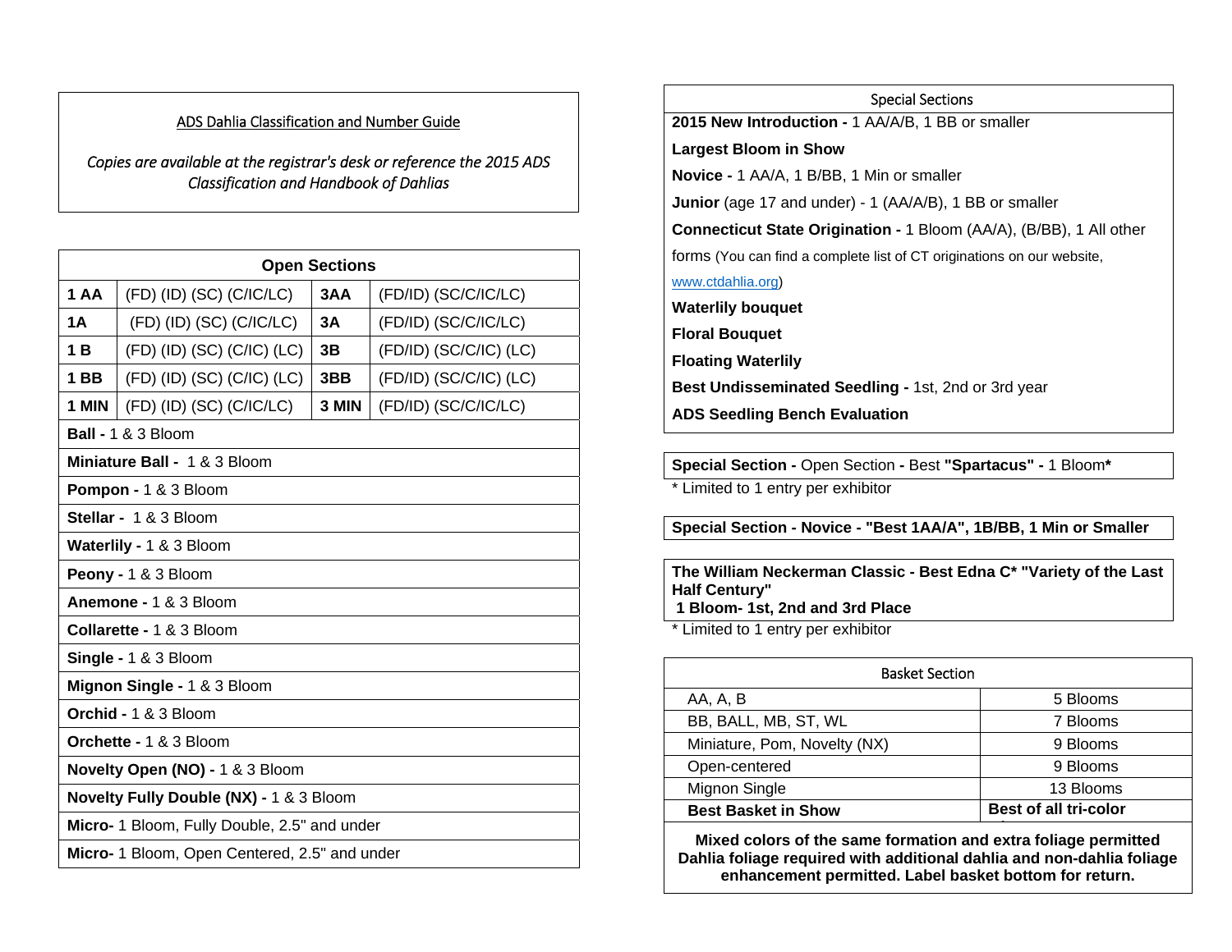ADS Dahlia Classification and Number Guide

*Copies are available at the registrar's desk or reference the 2015 ADS Classification and Handbook of Dahlias*

| Open Sections | | | |
|---|---|---|---|
| **1 AA** | (FD) (ID) (SC) (C/IC/LC) | **3AA** | (FD/ID) (SC/C/IC/LC) |
| **1A** | (FD) (ID) (SC) (C/IC/LC) | **3A** | (FD/ID) (SC/C/IC/LC) |
| **1 B** | (FD) (ID) (SC) (C/IC) (LC) | **3B** | (FD/ID) (SC/C/IC) (LC) |
| **1 BB** | (FD) (ID) (SC) (C/IC) (LC) | **3BB** | (FD/ID) (SC/C/IC) (LC) |
| **1 MIN** | (FD) (ID) (SC) (C/IC/LC) | **3 MIN** | (FD/ID) (SC/C/IC/LC) |
| **Ball -** 1 & 3 Bloom | | | |
| **Miniature Ball -** 1 & 3 Bloom | | | |
| **Pompon -** 1 & 3 Bloom | | | |
| **Stellar -** 1 & 3 Bloom | | | |
| **Waterlily -** 1 & 3 Bloom | | | |
| **Peony -** 1 & 3 Bloom | | | |
| **Anemone -** 1 & 3 Bloom | | | |
| **Collarette -** 1 & 3 Bloom | | | |
| **Single -** 1 & 3 Bloom | | | |
| **Mignon Single -** 1 & 3 Bloom | | | |
| **Orchid -** 1 & 3 Bloom | | | |
| **Orchette -** 1 & 3 Bloom | | | |
| **Novelty Open (NO) -** 1 & 3 Bloom | | | |
| **Novelty Fully Double (NX) -** 1 & 3 Bloom | | | |
| **Micro-** 1 Bloom, Fully Double, 2.5" and under | | | |
| **Micro-** 1 Bloom, Open Centered, 2.5" and under | | | |

Special Sections

**2015 New Introduction -** 1 AA/A/B, 1 BB or smaller

**Largest Bloom in Show**

**Novice -** 1 AA/A, 1 B/BB, 1 Min or smaller

**Junior** (age 17 and under) - 1 (AA/A/B), 1 BB or smaller

**Connecticut State Origination -** 1 Bloom (AA/A), (B/BB), 1 All other forms (You can find a complete list of CT originations on our website, www.ctdahlia.org)

**Waterlily bouquet**

**Floral Bouquet**

**Floating Waterlily**

**Best Undisseminated Seedling -** 1st, 2nd or 3rd year

**ADS Seedling Bench Evaluation**

**Special Section -** Open Section **-** Best **"Spartacus" -** 1 Bloom**\***

\* Limited to 1 entry per exhibitor

**Special Section - Novice - "Best 1AA/A", 1B/BB, 1 Min or Smaller**

**The William Neckerman Classic - Best Edna C\* "Variety of the Last Half Century"**
**1 Bloom- 1st, 2nd and 3rd Place**

\* Limited to 1 entry per exhibitor

| Basket Section | |
|---|---|
| AA, A, B | 5 Blooms |
| BB, BALL, MB, ST, WL | 7 Blooms |
| Miniature, Pom, Novelty (NX) | 9 Blooms |
| Open-centered | 9 Blooms |
| Mignon Single | 13 Blooms |
| **Best Basket in Show** | **Best of all tri-color** |

**Mixed colors of the same formation and extra foliage permitted**
**Dahlia foliage required with additional dahlia and non-dahlia foliage enhancement permitted. Label basket bottom for return.**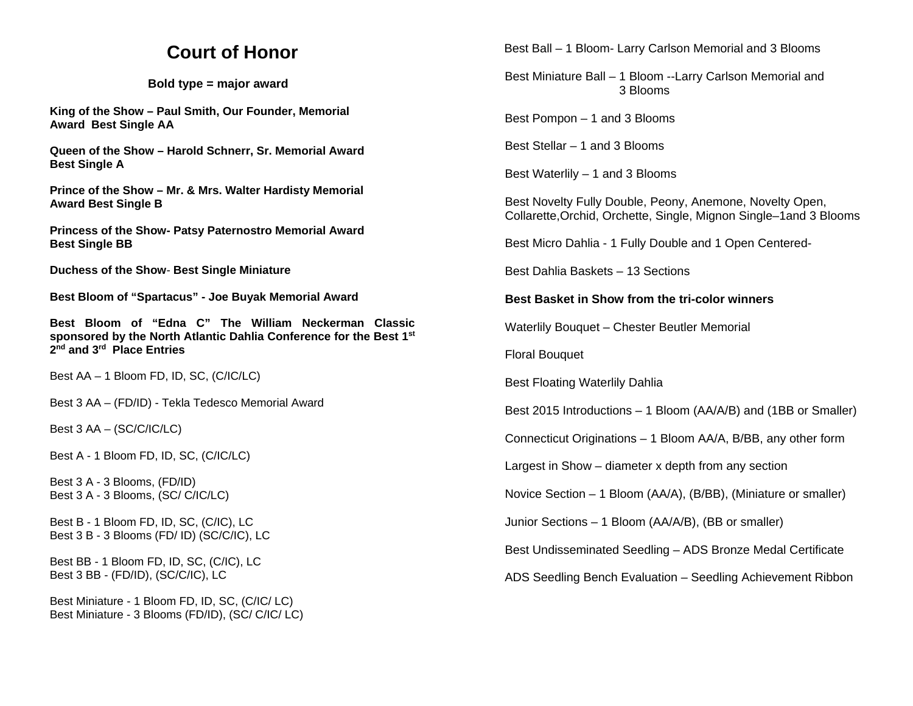# Court of Honor

**Bold type = major award**

**King of the Show – Paul Smith, Our Founder, Memorial Award Best Single AA**

**Queen of the Show – Harold Schnerr, Sr. Memorial Award Best Single A**

**Prince of the Show – Mr. & Mrs. Walter Hardisty Memorial Award Best Single B**

**Princess of the Show- Patsy Paternostro Memorial Award Best Single BB**

**Duchess of the Show- Best Single Miniature**

**Best Bloom of "Spartacus" - Joe Buyak Memorial Award**

**Best Bloom of "Edna C" The William Neckerman Classic sponsored by the North Atlantic Dahlia Conference for the Best 1st 2nd and 3rd Place Entries**

Best AA – 1 Bloom FD, ID, SC, (C/IC/LC)

Best 3 AA – (FD/ID) - Tekla Tedesco Memorial Award

Best 3 AA – (SC/C/IC/LC)

Best A - 1 Bloom FD, ID, SC, (C/IC/LC)

Best 3 A - 3 Blooms, (FD/ID)
Best 3 A - 3 Blooms, (SC/ C/IC/LC)

Best B - 1 Bloom FD, ID, SC, (C/IC), LC
Best 3 B - 3 Blooms (FD/ ID) (SC/C/IC), LC

Best BB - 1 Bloom FD, ID, SC, (C/IC), LC
Best 3 BB - (FD/ID), (SC/C/IC), LC

Best Miniature - 1 Bloom FD, ID, SC, (C/IC/ LC)
Best Miniature - 3 Blooms (FD/ID), (SC/ C/IC/ LC)

Best Ball – 1 Bloom- Larry Carlson Memorial and 3 Blooms

Best Miniature Ball – 1 Bloom --Larry Carlson Memorial and 3 Blooms

Best Pompon – 1 and 3 Blooms

Best Stellar – 1 and 3 Blooms

Best Waterlily – 1 and 3 Blooms

Best Novelty Fully Double, Peony, Anemone, Novelty Open, Collarette,Orchid, Orchette, Single, Mignon Single–1and 3 Blooms

Best Micro Dahlia - 1 Fully Double and 1 Open Centered-

Best Dahlia Baskets – 13 Sections

**Best Basket in Show from the tri-color winners**

Waterlily Bouquet – Chester Beutler Memorial

Floral Bouquet

Best Floating Waterlily Dahlia

Best 2015 Introductions – 1 Bloom (AA/A/B) and (1BB or Smaller)

Connecticut Originations – 1 Bloom AA/A, B/BB, any other form

Largest in Show – diameter x depth from any section

Novice Section – 1 Bloom (AA/A), (B/BB), (Miniature or smaller)

Junior Sections – 1 Bloom (AA/A/B), (BB or smaller)

Best Undisseminated Seedling – ADS Bronze Medal Certificate

ADS Seedling Bench Evaluation – Seedling Achievement Ribbon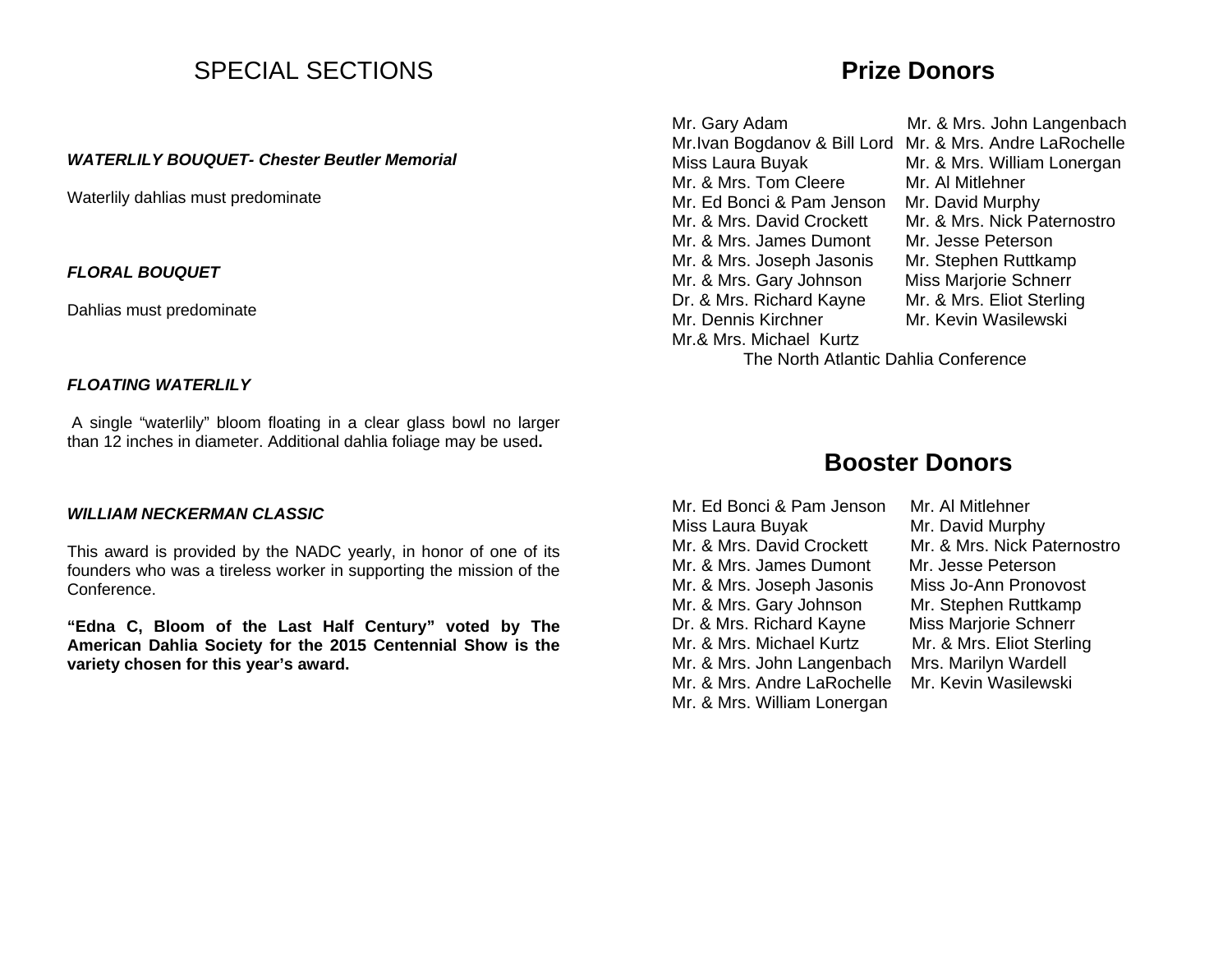# SPECIAL SECTIONS

***WATERLILY BOUQUET- Chester Beutler Memorial***

Waterlily dahlias must predominate

***FLORAL BOUQUET***

Dahlias must predominate

***FLOATING WATERLILY***

A single "waterlily" bloom floating in a clear glass bowl no larger than 12 inches in diameter. Additional dahlia foliage may be used**.**

***WILLIAM NECKERMAN CLASSIC***

This award is provided by the NADC yearly, in honor of one of its founders who was a tireless worker in supporting the mission of the Conference.

**"Edna C, Bloom of the Last Half Century" voted by The American Dahlia Society for the 2015 Centennial Show is the variety chosen for this year's award.**

# Prize Donors

| | |
|---|---|
| Mr. Gary Adam | Mr. & Mrs. John Langenbach |
| Mr.Ivan Bogdanov & Bill Lord | Mr. & Mrs. Andre LaRochelle |
| Miss Laura Buyak | Mr. & Mrs. William Lonergan |
| Mr. & Mrs. Tom Cleere | Mr. Al Mitlehner |
| Mr. Ed Bonci & Pam Jenson | Mr. David Murphy |
| Mr. & Mrs. David Crockett | Mr. & Mrs. Nick Paternostro |
| Mr. & Mrs. James Dumont | Mr. Jesse Peterson |
| Mr. & Mrs. Joseph Jasonis | Mr. Stephen Ruttkamp |
| Mr. & Mrs. Gary Johnson | Miss Marjorie Schnerr |
| Dr. & Mrs. Richard Kayne | Mr. & Mrs. Eliot Sterling |
| Mr. Dennis Kirchner | Mr. Kevin Wasilewski |
| Mr.& Mrs. Michael Kurtz | |

The North Atlantic Dahlia Conference

# Booster Donors

| | |
|---|---|
| Mr. Ed Bonci & Pam Jenson | Mr. Al Mitlehner |
| Miss Laura Buyak | Mr. David Murphy |
| Mr. & Mrs. David Crockett | Mr. & Mrs. Nick Paternostro |
| Mr. & Mrs. James Dumont | Mr. Jesse Peterson |
| Mr. & Mrs. Joseph Jasonis | Miss Jo-Ann Pronovost |
| Mr. & Mrs. Gary Johnson | Mr. Stephen Ruttkamp |
| Dr. & Mrs. Richard Kayne | Miss Marjorie Schnerr |
| Mr. & Mrs. Michael Kurtz | Mr. & Mrs. Eliot Sterling |
| Mr. & Mrs. John Langenbach | Mrs. Marilyn Wardell |
| Mr. & Mrs. Andre LaRochelle | Mr. Kevin Wasilewski |
| Mr. & Mrs. William Lonergan | |